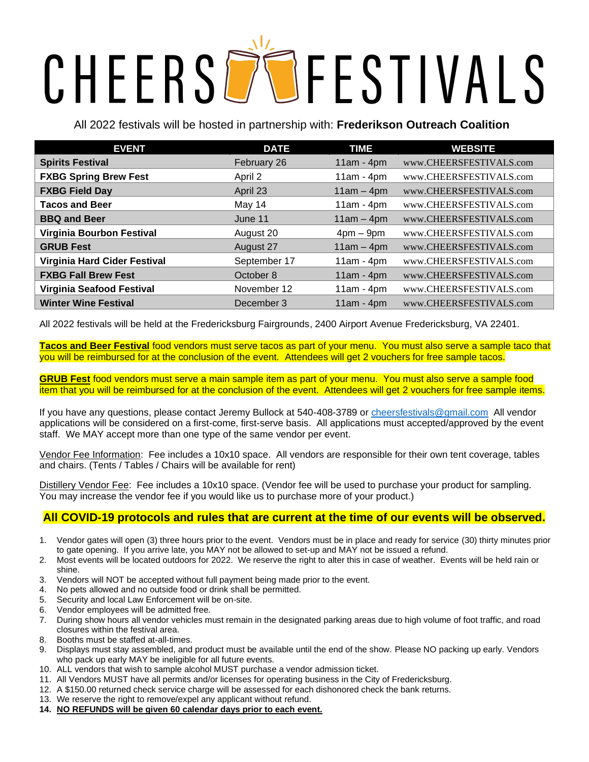# CHEERS FESTIVALS

All 2022 festivals will be hosted in partnership with: **Frederikson Outreach Coalition**

| EVENT | DATE | TIME | WEBSITE |
|---|---|---|---|
| **Spirits Festival** | February 26 | 11am - 4pm | www.CHEERSFESTIVALS.com |
| **FXBG Spring Brew Fest** | April 2 | 11am - 4pm | www.CHEERSFESTIVALS.com |
| **FXBG Field Day** | April 23 | 11am – 4pm | www.CHEERSFESTIVALS.com |
| **Tacos and Beer** | May 14 | 11am - 4pm | www.CHEERSFESTIVALS.com |
| **BBQ and Beer** | June 11 | 11am – 4pm | www.CHEERSFESTIVALS.com |
| **Virginia Bourbon Festival** | August 20 | 4pm – 9pm | www.CHEERSFESTIVALS.com |
| **GRUB Fest** | August 27 | 11am – 4pm | www.CHEERSFESTIVALS.com |
| **Virginia Hard Cider Festival** | September 17 | 11am - 4pm | www.CHEERSFESTIVALS.com |
| **FXBG Fall Brew Fest** | October 8 | 11am - 4pm | www.CHEERSFESTIVALS.com |
| **Virginia Seafood Festival** | November 12 | 11am - 4pm | www.CHEERSFESTIVALS.com |
| **Winter Wine Festival** | December 3 | 11am - 4pm | www.CHEERSFESTIVALS.com |

All 2022 festivals will be held at the Fredericksburg Fairgrounds, 2400 Airport Avenue Fredericksburg, VA 22401.

**Tacos and Beer Festival** food vendors must serve tacos as part of your menu. You must also serve a sample taco that you will be reimbursed for at the conclusion of the event. Attendees will get 2 vouchers for free sample tacos.

**GRUB Fest** food vendors must serve a main sample item as part of your menu. You must also serve a sample food item that you will be reimbursed for at the conclusion of the event. Attendees will get 2 vouchers for free sample items.

If you have any questions, please contact Jeremy Bullock at 540-408-3789 or cheersfestivals@gmail.com All vendor applications will be considered on a first-come, first-serve basis. All applications must accepted/approved by the event staff. We MAY accept more than one type of the same vendor per event.

Vendor Fee Information: Fee includes a 10x10 space. All vendors are responsible for their own tent coverage, tables and chairs. (Tents / Tables / Chairs will be available for rent)

Distillery Vendor Fee: Fee includes a 10x10 space. (Vendor fee will be used to purchase your product for sampling. You may increase the vendor fee if you would like us to purchase more of your product.)

## All COVID-19 protocols and rules that are current at the time of our events will be observed.

1. Vendor gates will open (3) three hours prior to the event. Vendors must be in place and ready for service (30) thirty minutes prior to gate opening. If you arrive late, you MAY not be allowed to set-up and MAY not be issued a refund.
2. Most events will be located outdoors for 2022. We reserve the right to alter this in case of weather. Events will be held rain or shine.
3. Vendors will NOT be accepted without full payment being made prior to the event.
4. No pets allowed and no outside food or drink shall be permitted.
5. Security and local Law Enforcement will be on-site.
6. Vendor employees will be admitted free.
7. During show hours all vendor vehicles must remain in the designated parking areas due to high volume of foot traffic, and road closures within the festival area.
8. Booths must be staffed at-all-times.
9. Displays must stay assembled, and product must be available until the end of the show. Please NO packing up early. Vendors who pack up early MAY be ineligible for all future events.
10. ALL vendors that wish to sample alcohol MUST purchase a vendor admission ticket.
11. All Vendors MUST have all permits and/or licenses for operating business in the City of Fredericksburg.
12. A $150.00 returned check service charge will be assessed for each dishonored check the bank returns.
13. We reserve the right to remove/expel any applicant without refund.
14. **NO REFUNDS will be given 60 calendar days prior to each event.**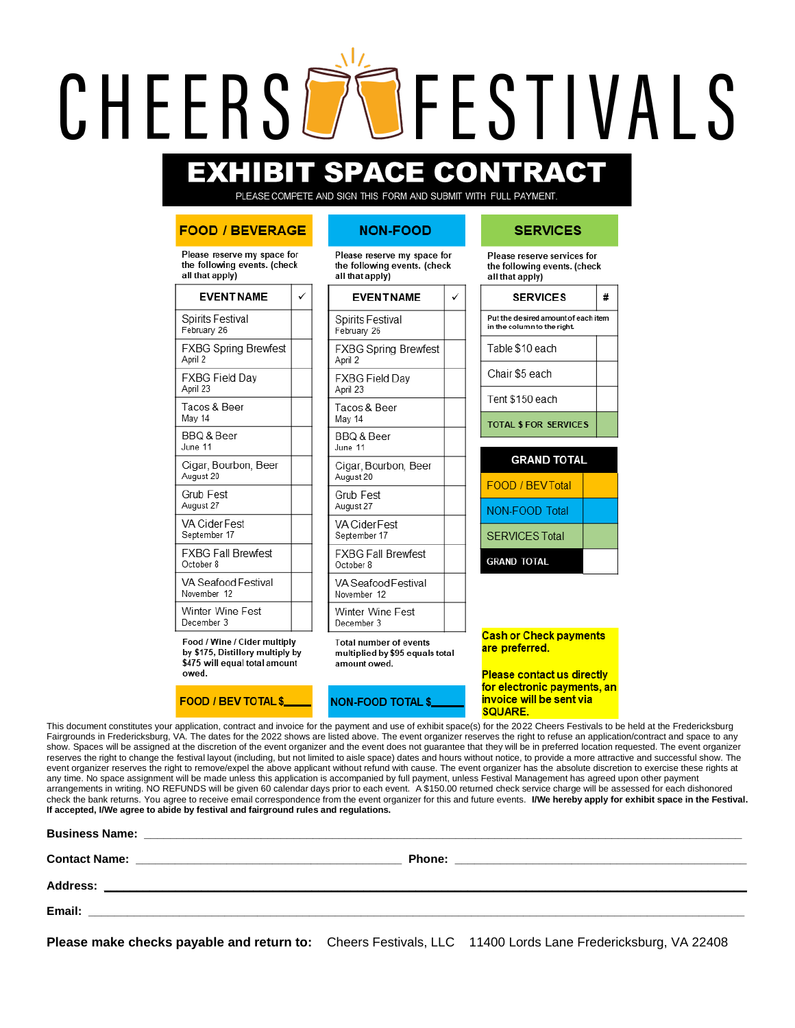# CHEERS FESTIVALS

## EXHIBIT SPACE CONTRACT

PLEASE COMPETE AND SIGN THIS FORM AND SUBMIT WITH FULL PAYMENT.

### FOOD / BEVERAGE

Please reserve my space for the following events. (check all that apply)

| EVENT NAME | ✓ |
|---|---|
| Spirits Festival<br>February 26 | |
| FXBG Spring Brewfest<br>April 2 | |
| FXBG Field Day<br>April 23 | |
| Tacos & Beer<br>May 14 | |
| BBQ & Beer<br>June 11 | |
| Cigar, Bourbon, Beer<br>August 20 | |
| Grub Fest<br>August 27 | |
| VA Cider Fest<br>September 17 | |
| FXBG Fall Brewfest<br>October 8 | |
| VA Seafood Festival<br>November 12 | |
| Winter Wine Fest<br>December 3 | |

Food / Wine / Cider multiply by $175, Distillery multiply by $475 will equal total amount owed.

**FOOD / BEV TOTAL $_____**

### NON-FOOD

Please reserve my space for the following events. (check all that apply)

| EVENT NAME | ✓ |
|---|---|
| Spirits Festival<br>February 25 | |
| FXBG Spring Brewfest<br>April 2 | |
| FXBG Field Day<br>April 23 | |
| Tacos & Beer<br>May 14 | |
| BBQ & Beer<br>June 11 | |
| Cigar, Bourbon, Beer<br>August 20 | |
| Grub Fest<br>August 27 | |
| VA Cider Fest<br>September 17 | |
| FXBG Fall Brewfest<br>October 8 | |
| VA Seafood Festival<br>November 12 | |
| Winter Wine Fest<br>December 3 | |

Total number of events multiplied by $95 equals total amount owed.

**NON-FOOD TOTAL $_____**

### SERVICES

Please reserve services for the following events. (check all that apply)

| SERVICES | # |
|---|---|
| Put the desired amount of each item in the column to the right. | |
| Table $10 each | |
| Chair $5 each | |
| Tent $150 each | |
| TOTAL $ FOR SERVICES | |

| GRAND TOTAL | |
|---|---|
| FOOD / BEV Total | |
| NON-FOOD Total | |
| SERVICES Total | |
| GRAND TOTAL | |

**Cash or Check payments are preferred.**

**Please contact us directly for electronic payments, an invoice will be sent via SQUARE.**

This document constitutes your application, contract and invoice for the payment and use of exhibit space(s) for the 2022 Cheers Festivals to be held at the Fredericksburg Fairgrounds in Fredericksburg, VA. The dates for the 2022 shows are listed above. The event organizer reserves the right to refuse an application/contract and space to any show. Spaces will be assigned at the discretion of the event organizer and the event does not guarantee that they will be in preferred location requested. The event organizer reserves the right to change the festival layout (including, but not limited to aisle space) dates and hours without notice, to provide a more attractive and successful show. The event organizer reserves the right to remove/expel the above applicant without refund with cause. The event organizer has the absolute discretion to exercise these rights at any time. No space assignment will be made unless this application is accompanied by full payment, unless Festival Management has agreed upon other payment arrangements in writing. NO REFUNDS will be given 60 calendar days prior to each event. A $150.00 returned check service charge will be assessed for each dishonored check the bank returns. You agree to receive email correspondence from the event organizer for this and future events. **I/We hereby apply for exhibit space in the Festival. If accepted, I/We agree to abide by festival and fairground rules and regulations.**

**Business Name:** ______________________________________________

**Contact Name:** ______________________ **Phone:** ______________________

**Address:** ______________________________________________

**Email:** ______________________________________________

**Please make checks payable and return to:** Cheers Festivals, LLC 11400 Lords Lane Fredericksburg, VA 22408